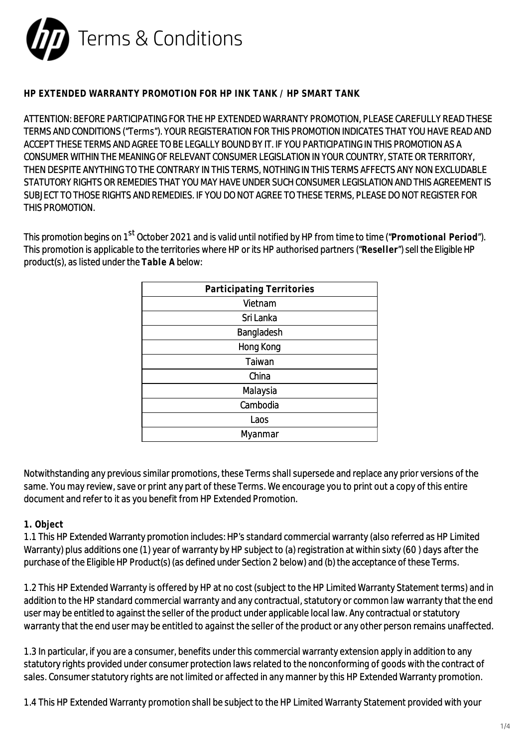# Terms & Conditions

**HP EXTENDED WARRANTY PROMOTION FOR HP INK TANK / HP SMART TANK**

ATTENTION: BEFORE PARTICIPATING FOR THE HP EXTENDED WARRANTY PROMOTION, PLEASE CAREFULLY READ THESE TERMS AND CONDITIONS ("Terms"). YOUR REGISTERATION FOR THIS PROMOTION INDICATES THAT YOU HAVE READ AND ACCEPT THESE TERMS AND AGREE TO BE LEGALLY BOUND BY IT. IF YOU PARTICIPATING IN THIS PROMOTION AS A CONSUMER WITHIN THE MEANING OF RELEVANT CONSUMER LEGISLATION IN YOUR COUNTRY, STATE OR TERRITORY, THEN DESPITE ANYTHING TO THE CONTRARY IN THIS TERMS, NOTHING IN THIS TERMS AFFECTS ANY NON EXCLUDABLE STATUTORY RIGHTS OR REMEDIES THAT YOU MAY HAVE UNDER SUCH CONSUMER LEGISLATION AND THIS AGREEMENT IS SUBJECT TO THOSE RIGHTS AND REMEDIES. IF YOU DO NOT AGREE TO THESE TERMS, PLEASE DO NOT REGISTER FOR THIS PROMOTION.

This promotion begins on 1st October 2021 and is valid until notified by HP from time to time ("**Promotional Period**"). This promotion is applicable to the territories where HP or its HP authorised partners ("**Reseller**") sell the Eligible HP product(s), as listed under the **Table A** below:

| **Participating Territories** |
|---|
| Vietnam |
| Sri Lanka |
| Bangladesh |
| Hong Kong |
| Taiwan |
| China |
| Malaysia |
| Cambodia |
| Laos |
| Myanmar |

Notwithstanding any previous similar promotions, these Terms shall supersede and replace any prior versions of the same. You may review, save or print any part of these Terms. We encourage you to print out a copy of this entire document and refer to it as you benefit from HP Extended Promotion.

**1. Object**

1.1 This HP Extended Warranty promotion includes: HP's standard commercial warranty (also referred as HP Limited Warranty) plus additions one (1) year of warranty by HP subject to (a) registration at within sixty (60 ) days after the purchase of the Eligible HP Product(s) (as defined under Section 2 below) and (b) the acceptance of these Terms.

1.2 This HP Extended Warranty is offered by HP at no cost (subject to the HP Limited Warranty Statement terms) and in addition to the HP standard commercial warranty and any contractual, statutory or common law warranty that the end user may be entitled to against the seller of the product under applicable local law. Any contractual or statutory warranty that the end user may be entitled to against the seller of the product or any other person remains unaffected.

1.3 In particular, if you are a consumer, benefits under this commercial warranty extension apply in addition to any statutory rights provided under consumer protection laws related to the nonconforming of goods with the contract of sales. Consumer statutory rights are not limited or affected in any manner by this HP Extended Warranty promotion.

1.4 This HP Extended Warranty promotion shall be subject to the HP Limited Warranty Statement provided with your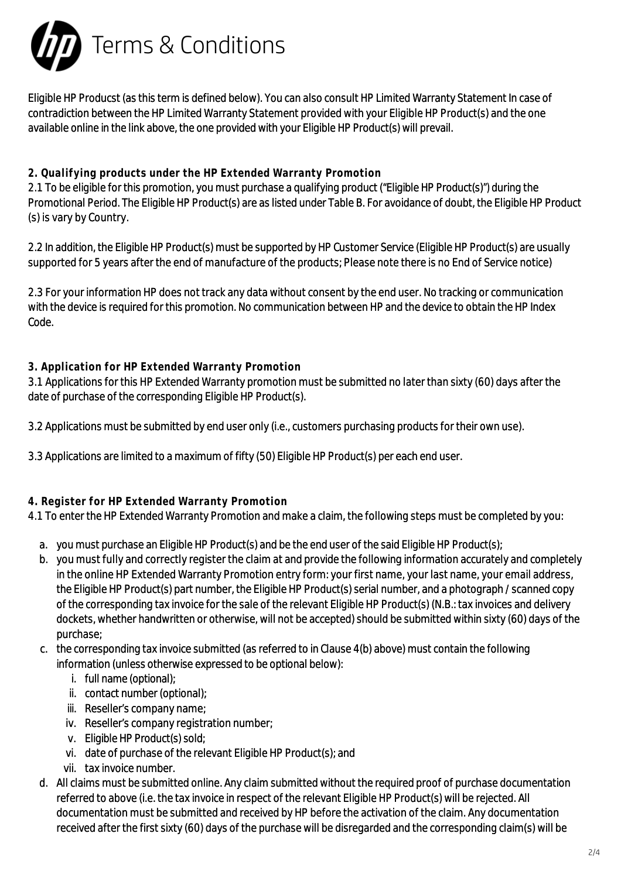# Terms & Conditions

Eligible HP Producst (as this term is defined below). You can also consult HP Limited Warranty Statement In case of contradiction between the HP Limited Warranty Statement provided with your Eligible HP Product(s) and the one available online in the link above, the one provided with your Eligible HP Product(s) will prevail.

**2. Qualifying products under the HP Extended Warranty Promotion**

2.1 To be eligible for this promotion, you must purchase a qualifying product ("Eligible HP Product(s)") during the Promotional Period. The Eligible HP Product(s) are as listed under Table B. For avoidance of doubt, the Eligible HP Product (s) is vary by Country.

2.2 In addition, the Eligible HP Product(s) must be supported by HP Customer Service (Eligible HP Product(s) are usually supported for 5 years after the end of manufacture of the products; Please note there is no End of Service notice)

2.3 For your information HP does not track any data without consent by the end user. No tracking or communication with the device is required for this promotion. No communication between HP and the device to obtain the HP Index Code.

**3. Application for HP Extended Warranty Promotion**

3.1 Applications for this HP Extended Warranty promotion must be submitted no later than sixty (60) days after the date of purchase of the corresponding Eligible HP Product(s).

3.2 Applications must be submitted by end user only (i.e., customers purchasing products for their own use).

3.3 Applications are limited to a maximum of fifty (50) Eligible HP Product(s) per each end user.

**4. Register for HP Extended Warranty Promotion**

4.1 To enter the HP Extended Warranty Promotion and make a claim, the following steps must be completed by you:

a. you must purchase an Eligible HP Product(s) and be the end user of the said Eligible HP Product(s);
b. you must fully and correctly register the claim at and provide the following information accurately and completely in the online HP Extended Warranty Promotion entry form: your first name, your last name, your email address, the Eligible HP Product(s) part number, the Eligible HP Product(s) serial number, and a photograph / scanned copy of the corresponding tax invoice for the sale of the relevant Eligible HP Product(s) (N.B.: tax invoices and delivery dockets, whether handwritten or otherwise, will not be accepted) should be submitted within sixty (60) days of the purchase;
c. the corresponding tax invoice submitted (as referred to in Clause 4(b) above) must contain the following information (unless otherwise expressed to be optional below):
    i. full name (optional);
    ii. contact number (optional);
    iii. Reseller's company name;
    iv. Reseller's company registration number;
    v. Eligible HP Product(s) sold;
    vi. date of purchase of the relevant Eligible HP Product(s); and
    vii. tax invoice number.
d. All claims must be submitted online. Any claim submitted without the required proof of purchase documentation referred to above (i.e. the tax invoice in respect of the relevant Eligible HP Product(s) will be rejected. All documentation must be submitted and received by HP before the activation of the claim. Any documentation received after the first sixty (60) days of the purchase will be disregarded and the corresponding claim(s) will be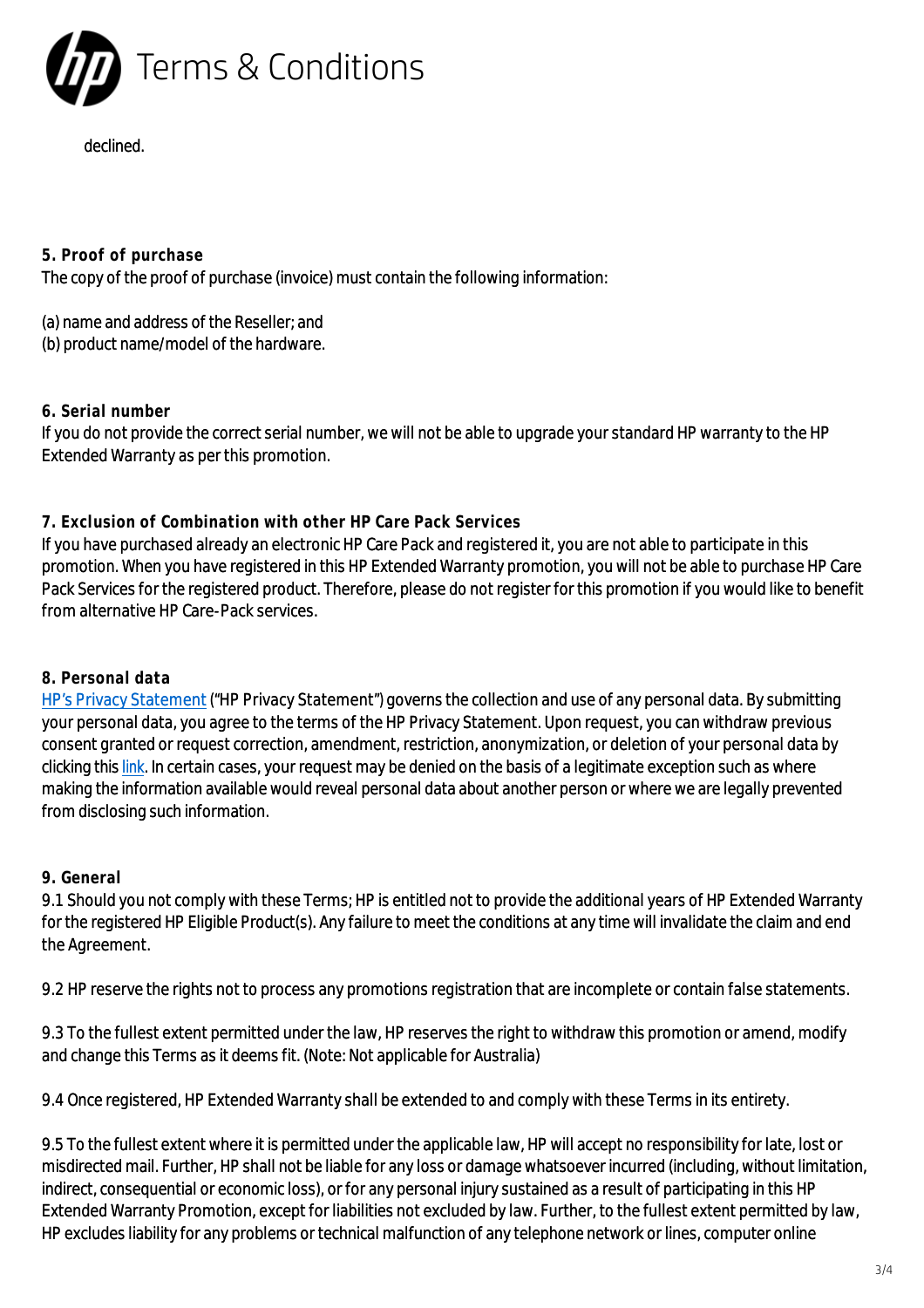declined.

**5. Proof of purchase**

The copy of the proof of purchase (invoice) must contain the following information:

(a) name and address of the Reseller; and
(b) product name/model of the hardware.

**6. Serial number**

If you do not provide the correct serial number, we will not be able to upgrade your standard HP warranty to the HP Extended Warranty as per this promotion.

**7. Exclusion of Combination with other HP Care Pack Services**

If you have purchased already an electronic HP Care Pack and registered it, you are not able to participate in this promotion. When you have registered in this HP Extended Warranty promotion, you will not be able to purchase HP Care Pack Services for the registered product. Therefore, please do not register for this promotion if you would like to benefit from alternative HP Care-Pack services.

**8. Personal data**

[HP's Privacy Statement](#) ("HP Privacy Statement") governs the collection and use of any personal data. By submitting your personal data, you agree to the terms of the HP Privacy Statement. Upon request, you can withdraw previous consent granted or request correction, amendment, restriction, anonymization, or deletion of your personal data by clicking this [link](#). In certain cases, your request may be denied on the basis of a legitimate exception such as where making the information available would reveal personal data about another person or where we are legally prevented from disclosing such information.

**9. General**

9.1 Should you not comply with these Terms; HP is entitled not to provide the additional years of HP Extended Warranty for the registered HP Eligible Product(s). Any failure to meet the conditions at any time will invalidate the claim and end the Agreement.

9.2 HP reserve the rights not to process any promotions registration that are incomplete or contain false statements.

9.3 To the fullest extent permitted under the law, HP reserves the right to withdraw this promotion or amend, modify and change this Terms as it deems fit. (Note: Not applicable for Australia)

9.4 Once registered, HP Extended Warranty shall be extended to and comply with these Terms in its entirety.

9.5 To the fullest extent where it is permitted under the applicable law, HP will accept no responsibility for late, lost or misdirected mail. Further, HP shall not be liable for any loss or damage whatsoever incurred (including, without limitation, indirect, consequential or economic loss), or for any personal injury sustained as a result of participating in this HP Extended Warranty Promotion, except for liabilities not excluded by law. Further, to the fullest extent permitted by law, HP excludes liability for any problems or technical malfunction of any telephone network or lines, computer online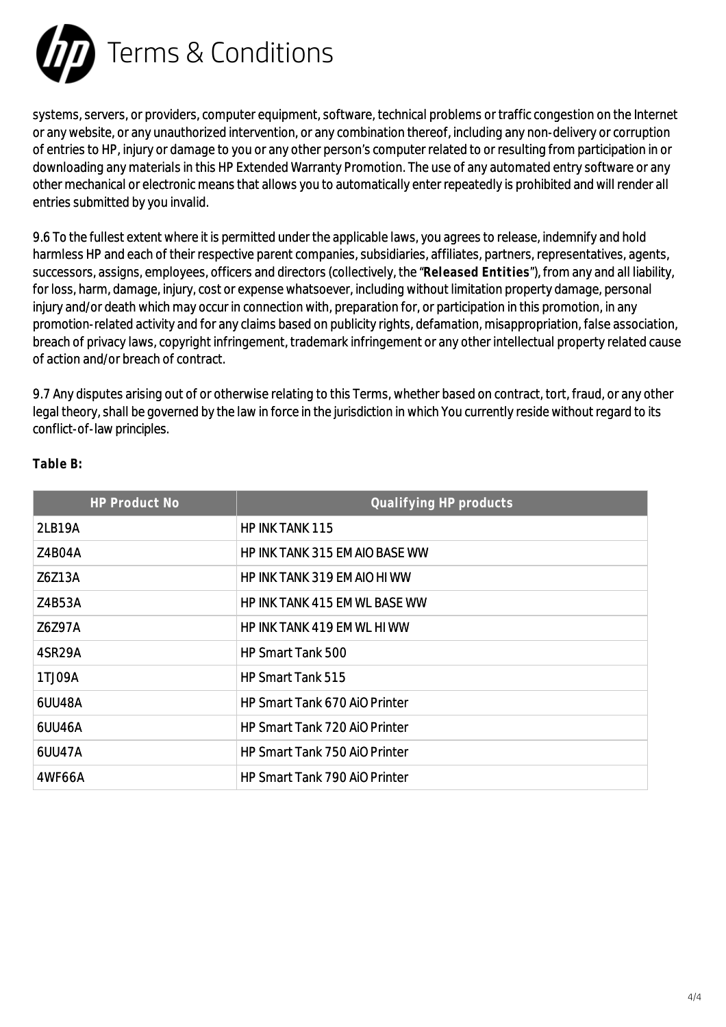systems, servers, or providers, computer equipment, software, technical problems or traffic congestion on the Internet or any website, or any unauthorized intervention, or any combination thereof, including any non-delivery or corruption of entries to HP, injury or damage to you or any other person's computer related to or resulting from participation in or downloading any materials in this HP Extended Warranty Promotion. The use of any automated entry software or any other mechanical or electronic means that allows you to automatically enter repeatedly is prohibited and will render all entries submitted by you invalid.

9.6 To the fullest extent where it is permitted under the applicable laws, you agrees to release, indemnify and hold harmless HP and each of their respective parent companies, subsidiaries, affiliates, partners, representatives, agents, successors, assigns, employees, officers and directors (collectively, the "**Released Entities**"), from any and all liability, for loss, harm, damage, injury, cost or expense whatsoever, including without limitation property damage, personal injury and/or death which may occur in connection with, preparation for, or participation in this promotion, in any promotion-related activity and for any claims based on publicity rights, defamation, misappropriation, false association, breach of privacy laws, copyright infringement, trademark infringement or any other intellectual property related cause of action and/or breach of contract.

9.7 Any disputes arising out of or otherwise relating to this Terms, whether based on contract, tort, fraud, or any other legal theory, shall be governed by the law in force in the jurisdiction in which You currently reside without regard to its conflict-of-law principles.

**Table B:**

| HP Product No | Qualifying HP products |
|---|---|
| 2LB19A | HP INK TANK 115 |
| Z4B04A | HP INK TANK 315 EM AIO BASE WW |
| Z6Z13A | HP INK TANK 319 EM AIO HI WW |
| Z4B53A | HP INK TANK 415 EM WL BASE WW |
| Z6Z97A | HP INK TANK 419 EM WL HI WW |
| 4SR29A | HP Smart Tank 500 |
| 1TJ09A | HP Smart Tank 515 |
| 6UU48A | HP Smart Tank 670 AiO Printer |
| 6UU46A | HP Smart Tank 720 AiO Printer |
| 6UU47A | HP Smart Tank 750 AiO Printer |
| 4WF66A | HP Smart Tank 790 AiO Printer |